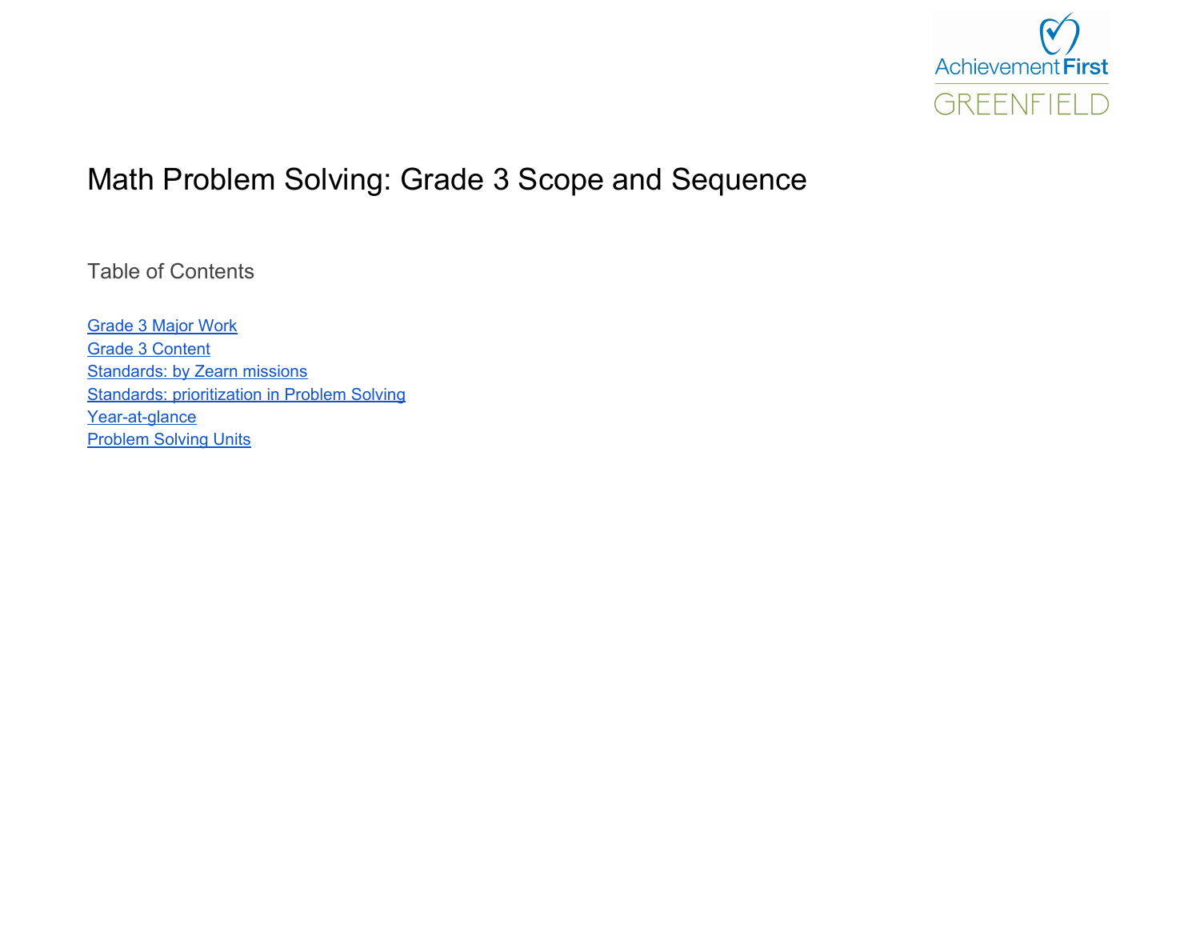Achievement First
GREENFIELD

# Math Problem Solving: Grade 3 Scope and Sequence

## Table of Contents

- Grade 3 Major Work
- Grade 3 Content
- Standards: by Zearn missions
- Standards: prioritization in Problem Solving
- Year-at-glance
- Problem Solving Units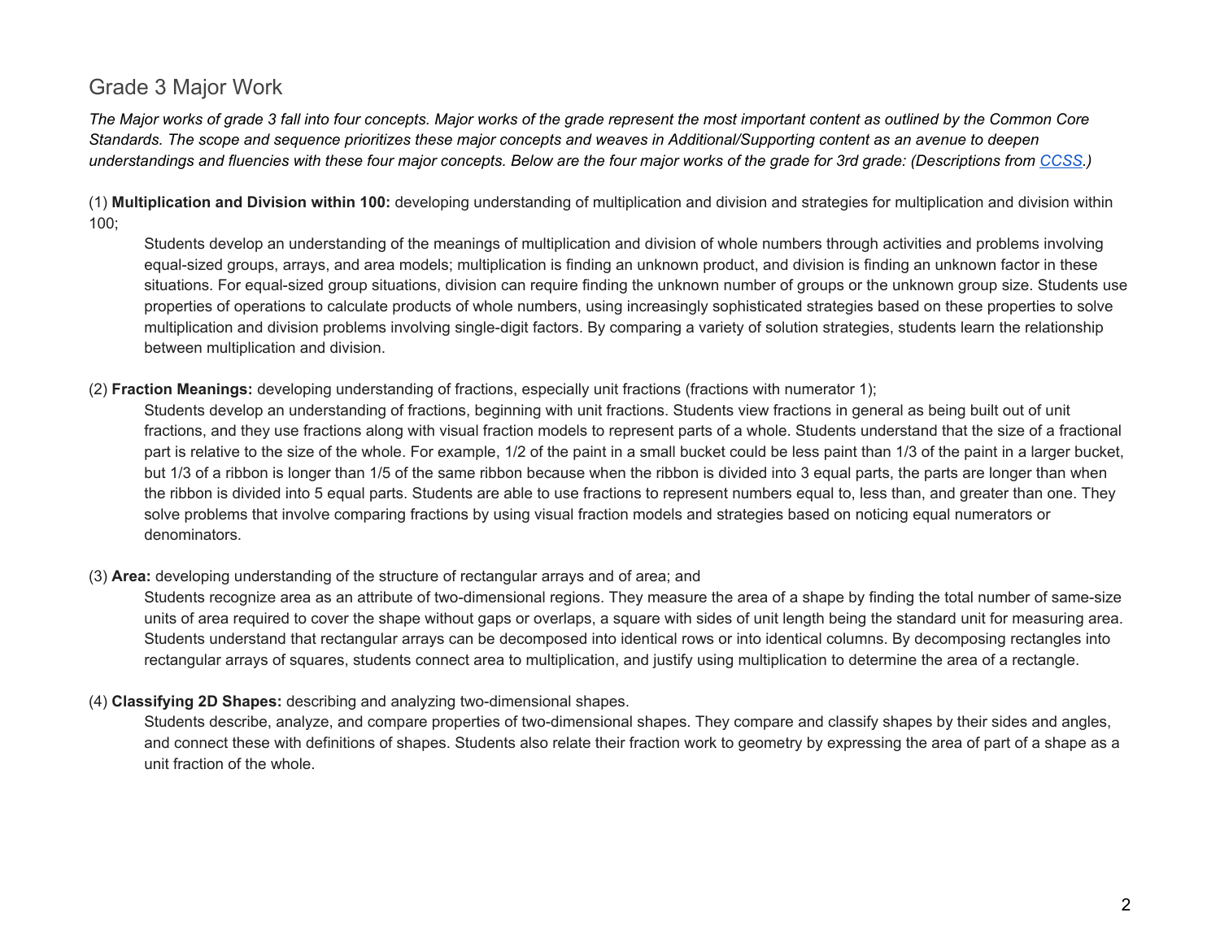## Grade 3 Major Work

*The Major works of grade 3 fall into four concepts. Major works of the grade represent the most important content as outlined by the Common Core Standards. The scope and sequence prioritizes these major concepts and weaves in Additional/Supporting content as an avenue to deepen understandings and fluencies with these four major concepts. Below are the four major works of the grade for 3rd grade: (Descriptions from [CCSS](CCSS).)*

(1) **Multiplication and Division within 100:** developing understanding of multiplication and division and strategies for multiplication and division within 100;

> Students develop an understanding of the meanings of multiplication and division of whole numbers through activities and problems involving equal-sized groups, arrays, and area models; multiplication is finding an unknown product, and division is finding an unknown factor in these situations. For equal-sized group situations, division can require finding the unknown number of groups or the unknown group size. Students use properties of operations to calculate products of whole numbers, using increasingly sophisticated strategies based on these properties to solve multiplication and division problems involving single-digit factors. By comparing a variety of solution strategies, students learn the relationship between multiplication and division.

(2) **Fraction Meanings:** developing understanding of fractions, especially unit fractions (fractions with numerator 1);

> Students develop an understanding of fractions, beginning with unit fractions. Students view fractions in general as being built out of unit fractions, and they use fractions along with visual fraction models to represent parts of a whole. Students understand that the size of a fractional part is relative to the size of the whole. For example, 1/2 of the paint in a small bucket could be less paint than 1/3 of the paint in a larger bucket, but 1/3 of a ribbon is longer than 1/5 of the same ribbon because when the ribbon is divided into 3 equal parts, the parts are longer than when the ribbon is divided into 5 equal parts. Students are able to use fractions to represent numbers equal to, less than, and greater than one. They solve problems that involve comparing fractions by using visual fraction models and strategies based on noticing equal numerators or denominators.

(3) **Area:** developing understanding of the structure of rectangular arrays and of area; and

> Students recognize area as an attribute of two-dimensional regions. They measure the area of a shape by finding the total number of same-size units of area required to cover the shape without gaps or overlaps, a square with sides of unit length being the standard unit for measuring area. Students understand that rectangular arrays can be decomposed into identical rows or into identical columns. By decomposing rectangles into rectangular arrays of squares, students connect area to multiplication, and justify using multiplication to determine the area of a rectangle.

(4) **Classifying 2D Shapes:** describing and analyzing two-dimensional shapes.

> Students describe, analyze, and compare properties of two-dimensional shapes. They compare and classify shapes by their sides and angles, and connect these with definitions of shapes. Students also relate their fraction work to geometry by expressing the area of part of a shape as a unit fraction of the whole.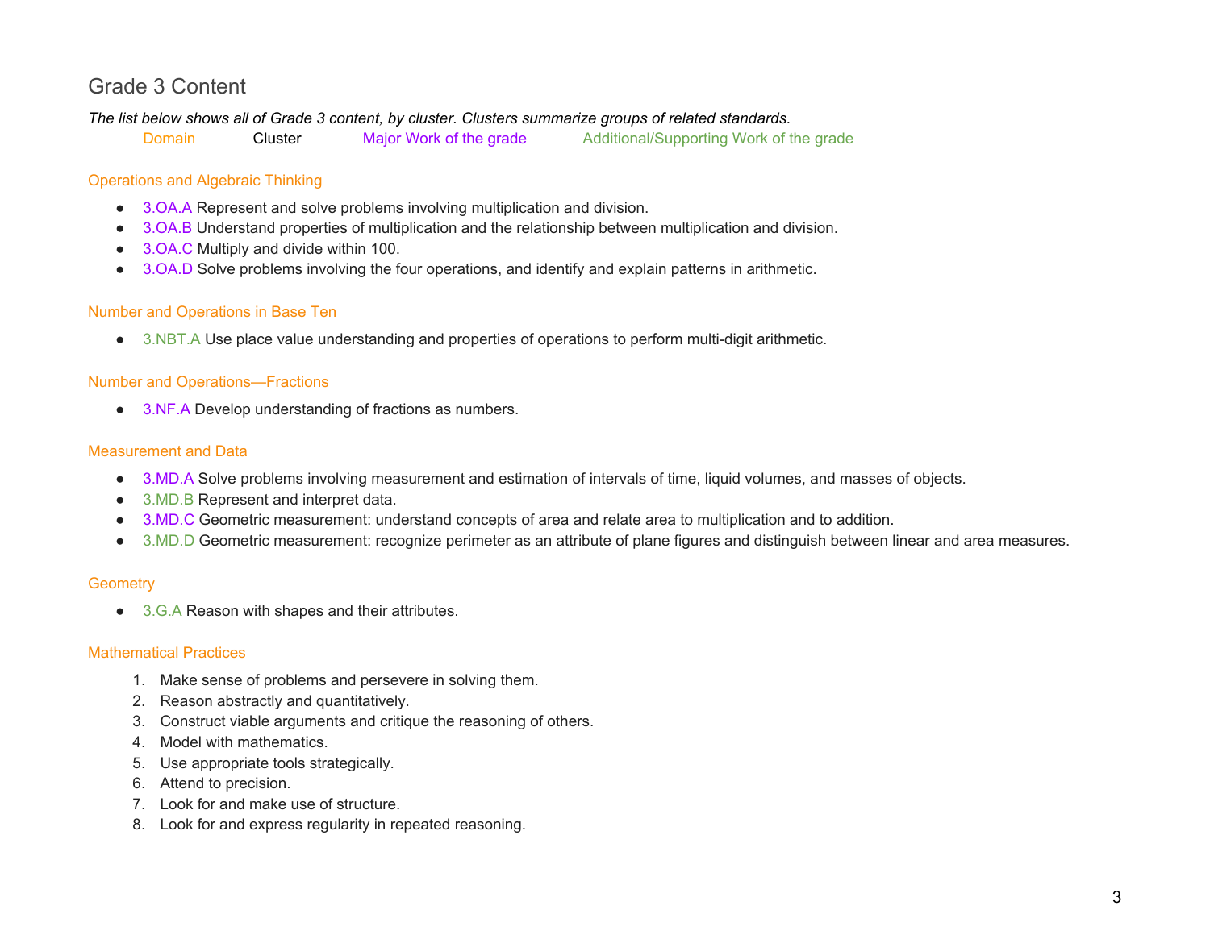## Grade 3 Content

*The list below shows all of Grade 3 content, by cluster. Clusters summarize groups of related standards.*

Domain    Cluster    Major Work of the grade    Additional/Supporting Work of the grade

### Operations and Algebraic Thinking

- 3.OA.A Represent and solve problems involving multiplication and division.
- 3.OA.B Understand properties of multiplication and the relationship between multiplication and division.
- 3.OA.C Multiply and divide within 100.
- 3.OA.D Solve problems involving the four operations, and identify and explain patterns in arithmetic.

### Number and Operations in Base Ten

- 3.NBT.A Use place value understanding and properties of operations to perform multi-digit arithmetic.

### Number and Operations—Fractions

- 3.NF.A Develop understanding of fractions as numbers.

### Measurement and Data

- 3.MD.A Solve problems involving measurement and estimation of intervals of time, liquid volumes, and masses of objects.
- 3.MD.B Represent and interpret data.
- 3.MD.C Geometric measurement: understand concepts of area and relate area to multiplication and to addition.
- 3.MD.D Geometric measurement: recognize perimeter as an attribute of plane figures and distinguish between linear and area measures.

### Geometry

- 3.G.A Reason with shapes and their attributes.

### Mathematical Practices

1. Make sense of problems and persevere in solving them.
2. Reason abstractly and quantitatively.
3. Construct viable arguments and critique the reasoning of others.
4. Model with mathematics.
5. Use appropriate tools strategically.
6. Attend to precision.
7. Look for and make use of structure.
8. Look for and express regularity in repeated reasoning.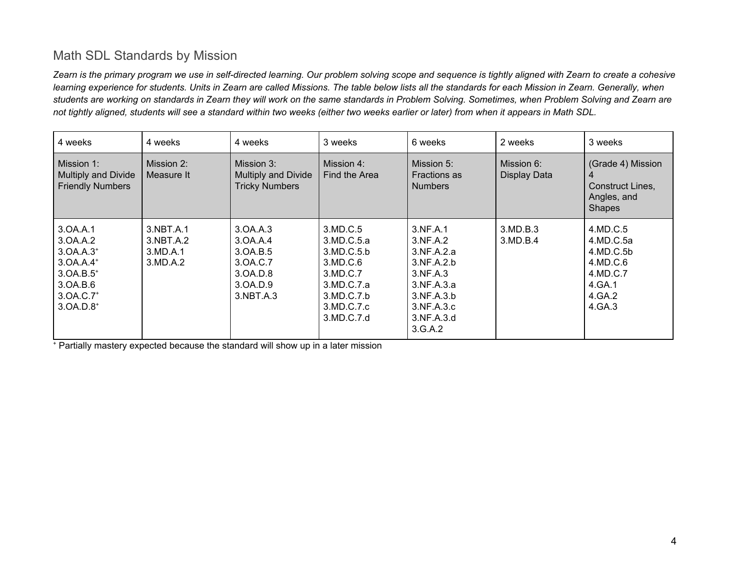## Math SDL Standards by Mission

*Zearn is the primary program we use in self-directed learning. Our problem solving scope and sequence is tightly aligned with Zearn to create a cohesive learning experience for students. Units in Zearn are called Missions. The table below lists all the standards for each Mission in Zearn. Generally, when students are working on standards in Zearn they will work on the same standards in Problem Solving. Sometimes, when Problem Solving and Zearn are not tightly aligned, students will see a standard within two weeks (either two weeks earlier or later) from when it appears in Math SDL.*

| 4 weeks | 4 weeks | 4 weeks | 3 weeks | 6 weeks | 2 weeks | 3 weeks |
|---|---|---|---|---|---|---|
| Mission 1: Multiply and Divide Friendly Numbers | Mission 2: Measure It | Mission 3: Multiply and Divide Tricky Numbers | Mission 4: Find the Area | Mission 5: Fractions as Numbers | Mission 6: Display Data | (Grade 4) Mission 4 Construct Lines, Angles, and Shapes |
| 3.OA.A.1<br>3.OA.A.2<br>3.OA.A.3⁺<br>3.OA.A.4⁺<br>3.OA.B.5⁺<br>3.OA.B.6<br>3.OA.C.7⁺<br>3.OA.D.8⁺ | 3.NBT.A.1<br>3.NBT.A.2<br>3.MD.A.1<br>3.MD.A.2 | 3.OA.A.3<br>3.OA.A.4<br>3.OA.B.5<br>3.OA.C.7<br>3.OA.D.8<br>3.OA.D.9<br>3.NBT.A.3 | 3.MD.C.5<br>3.MD.C.5.a<br>3.MD.C.5.b<br>3.MD.C.6<br>3.MD.C.7<br>3.MD.C.7.a<br>3.MD.C.7.b<br>3.MD.C.7.c<br>3.MD.C.7.d | 3.NF.A.1<br>3.NF.A.2<br>3.NF.A.2.a<br>3.NF.A.2.b<br>3.NF.A.3<br>3.NF.A.3.a<br>3.NF.A.3.b<br>3.NF.A.3.c<br>3.NF.A.3.d<br>3.G.A.2 | 3.MD.B.3<br>3.MD.B.4 | 4.MD.C.5<br>4.MD.C.5a<br>4.MD.C.5b<br>4.MD.C.6<br>4.MD.C.7<br>4.GA.1<br>4.GA.2<br>4.GA.3 |

⁺ Partially mastery expected because the standard will show up in a later mission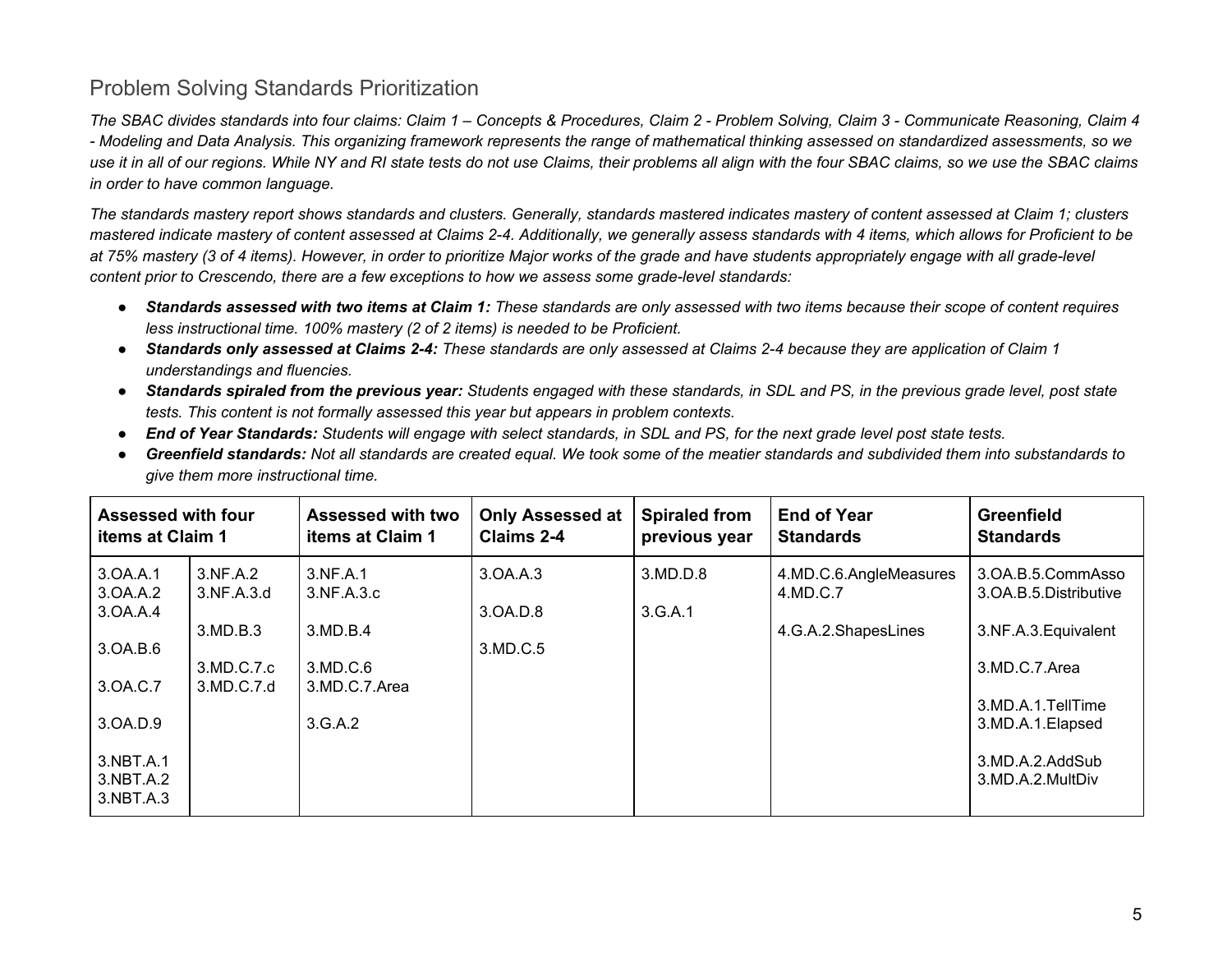## Problem Solving Standards Prioritization

*The SBAC divides standards into four claims: Claim 1 – Concepts & Procedures, Claim 2 - Problem Solving, Claim 3 - Communicate Reasoning, Claim 4 - Modeling and Data Analysis. This organizing framework represents the range of mathematical thinking assessed on standardized assessments, so we use it in all of our regions. While NY and RI state tests do not use Claims, their problems all align with the four SBAC claims, so we use the SBAC claims in order to have common language.*

*The standards mastery report shows standards and clusters. Generally, standards mastered indicates mastery of content assessed at Claim 1; clusters mastered indicate mastery of content assessed at Claims 2-4. Additionally, we generally assess standards with 4 items, which allows for Proficient to be at 75% mastery (3 of 4 items). However, in order to prioritize Major works of the grade and have students appropriately engage with all grade-level content prior to Crescendo, there are a few exceptions to how we assess some grade-level standards:*

- ***Standards assessed with two items at Claim 1:*** *These standards are only assessed with two items because their scope of content requires less instructional time. 100% mastery (2 of 2 items) is needed to be Proficient.*
- ***Standards only assessed at Claims 2-4:*** *These standards are only assessed at Claims 2-4 because they are application of Claim 1 understandings and fluencies.*
- ***Standards spiraled from the previous year:*** *Students engaged with these standards, in SDL and PS, in the previous grade level, post state tests. This content is not formally assessed this year but appears in problem contexts.*
- ***End of Year Standards:*** *Students will engage with select standards, in SDL and PS, for the next grade level post state tests.*
- ***Greenfield standards:*** *Not all standards are created equal. We took some of the meatier standards and subdivided them into substandards to give them more instructional time.*

| **Assessed with four items at Claim 1** | | **Assessed with two items at Claim 1** | **Only Assessed at Claims 2-4** | **Spiraled from previous year** | **End of Year Standards** | **Greenfield Standards** |
|---|---|---|---|---|---|---|
| 3.OA.A.1<br>3.OA.A.2<br>3.OA.A.4<br><br>3.OA.B.6<br><br>3.OA.C.7<br><br>3.OA.D.9<br><br>3.NBT.A.1<br>3.NBT.A.2<br>3.NBT.A.3 | 3.NF.A.2<br>3.NF.A.3.d<br><br>3.MD.B.3<br><br>3.MD.C.7.c<br>3.MD.C.7.d | 3.NF.A.1<br>3.NF.A.3.c<br><br>3.MD.B.4<br><br>3.MD.C.6<br>3.MD.C.7.Area<br><br>3.G.A.2 | 3.OA.A.3<br><br>3.OA.D.8<br><br>3.MD.C.5 | 3.MD.D.8<br><br>3.G.A.1 | 4.MD.C.6.AngleMeasures<br>4.MD.C.7<br><br>4.G.A.2.ShapesLines | 3.OA.B.5.CommAsso<br>3.OA.B.5.Distributive<br><br>3.NF.A.3.Equivalent<br><br>3.MD.C.7.Area<br><br>3.MD.A.1.TellTime<br>3.MD.A.1.Elapsed<br><br>3.MD.A.2.AddSub<br>3.MD.A.2.MultDiv |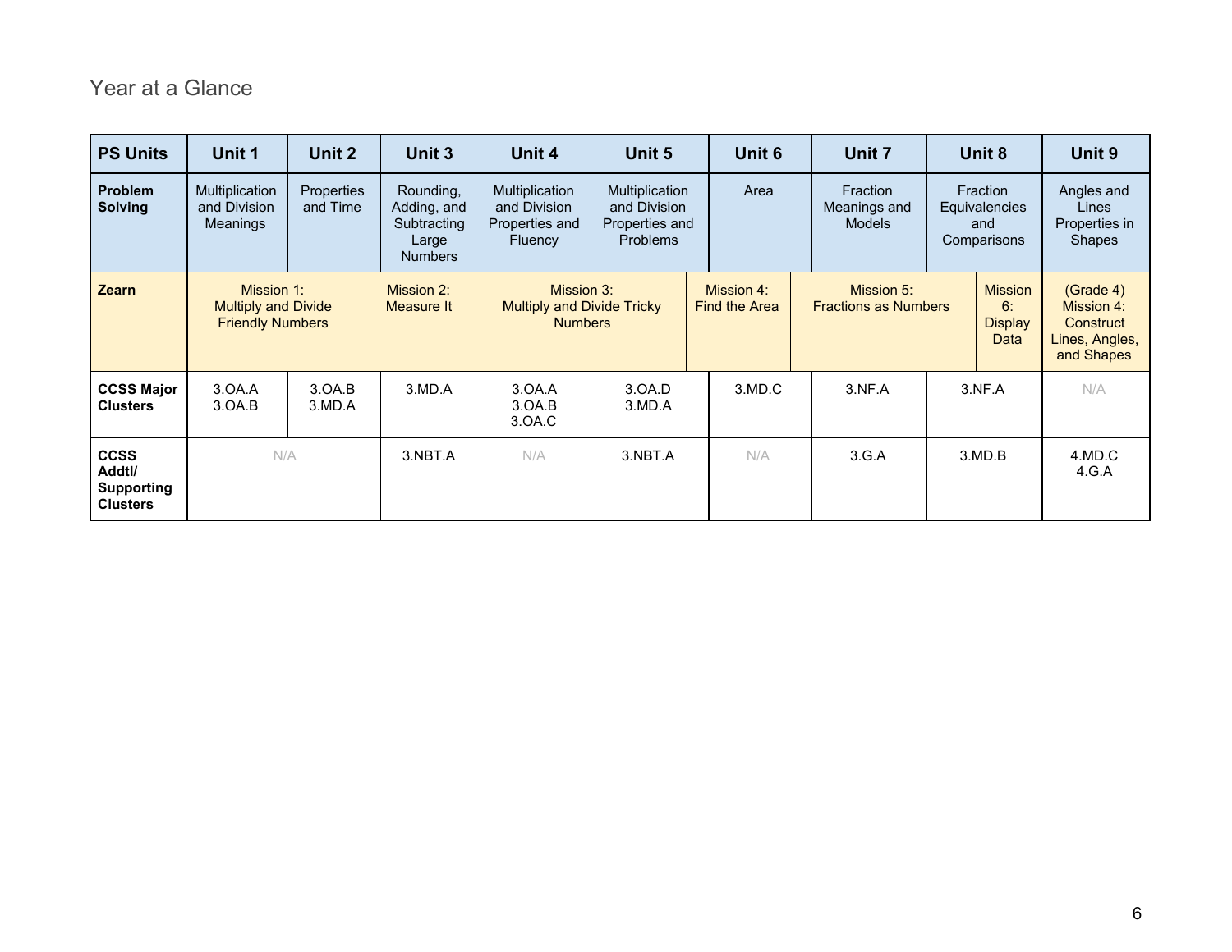## Year at a Glance

| PS Units | Unit 1 | Unit 2 | Unit 3 | Unit 4 | Unit 5 | Unit 6 | Unit 7 | Unit 8 | Unit 9 |
|---|---|---|---|---|---|---|---|---|---|
| **Problem Solving** | Multiplication and Division Meanings | Properties and Time | Rounding, Adding, and Subtracting Large Numbers | Multiplication and Division Properties and Fluency | Multiplication and Division Properties and Problems | Area | Fraction Meanings and Models | Fraction Equivalencies and Comparisons | Angles and Lines Properties in Shapes |
| **Zearn** | Mission 1: Multiply and Divide Friendly Numbers | | Mission 2: Measure It | Mission 3: Multiply and Divide Tricky Numbers | | Mission 4: Find the Area | Mission 5: Fractions as Numbers | Mission 6: Display Data | (Grade 4) Mission 4: Construct Lines, Angles, and Shapes |
| **CCSS Major Clusters** | 3.OA.A<br>3.OA.B | 3.OA.B<br>3.MD.A | 3.MD.A | 3.OA.A<br>3.OA.B<br>3.OA.C | 3.OA.D<br>3.MD.A | 3.MD.C | 3.NF.A | 3.NF.A | N/A |
| **CCSS Addtl/ Supporting Clusters** | N/A | | 3.NBT.A | N/A | 3.NBT.A | N/A | 3.G.A | 3.MD.B | 4.MD.C<br>4.G.A |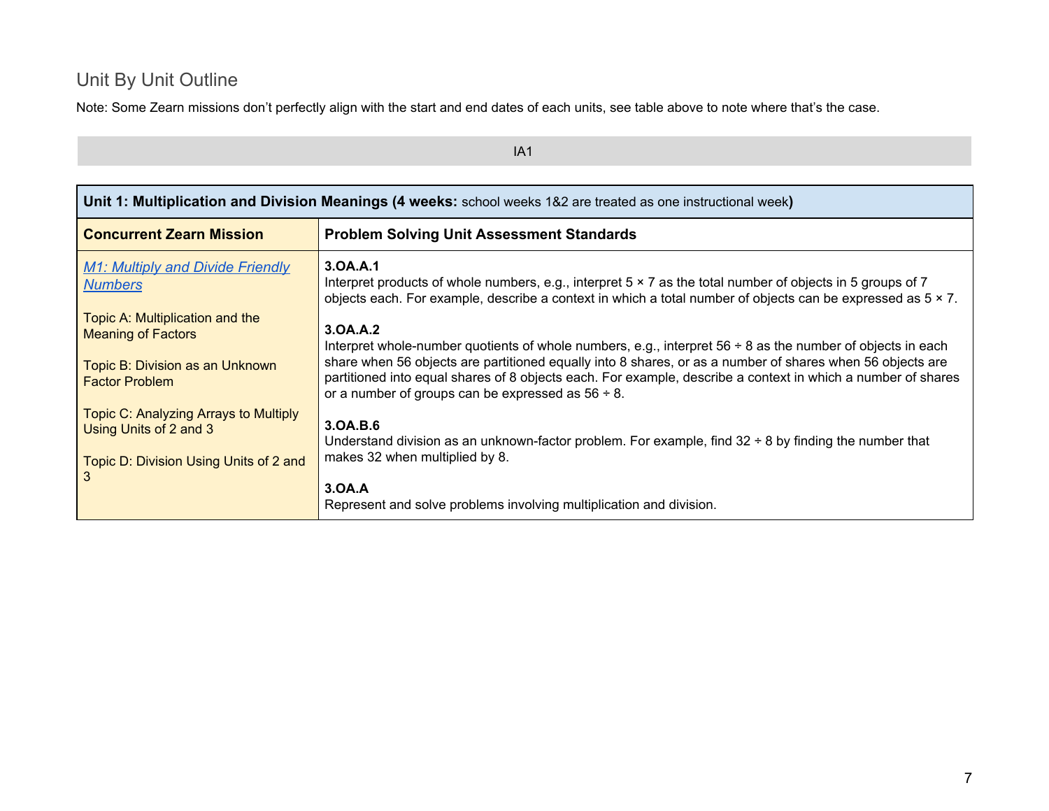## Unit By Unit Outline

Note: Some Zearn missions don't perfectly align with the start and end dates of each units, see table above to note where that's the case.

IA1

| **Unit 1: Multiplication and Division Meanings (4 weeks:** school weeks 1&2 are treated as one instructional week**)** | |
|---|---|
| **Concurrent Zearn Mission** | **Problem Solving Unit Assessment Standards** |
| *M1: Multiply and Divide Friendly Numbers*<br><br>Topic A: Multiplication and the Meaning of Factors<br><br>Topic B: Division as an Unknown Factor Problem<br><br>Topic C: Analyzing Arrays to Multiply Using Units of 2 and 3<br><br>Topic D: Division Using Units of 2 and 3 | **3.OA.A.1**<br>Interpret products of whole numbers, e.g., interpret 5 × 7 as the total number of objects in 5 groups of 7 objects each. For example, describe a context in which a total number of objects can be expressed as 5 × 7.<br><br>**3.OA.A.2**<br>Interpret whole-number quotients of whole numbers, e.g., interpret 56 ÷ 8 as the number of objects in each share when 56 objects are partitioned equally into 8 shares, or as a number of shares when 56 objects are partitioned into equal shares of 8 objects each. For example, describe a context in which a number of shares or a number of groups can be expressed as 56 ÷ 8.<br><br>**3.OA.B.6**<br>Understand division as an unknown-factor problem. For example, find 32 ÷ 8 by finding the number that makes 32 when multiplied by 8.<br><br>**3.OA.A**<br>Represent and solve problems involving multiplication and division. |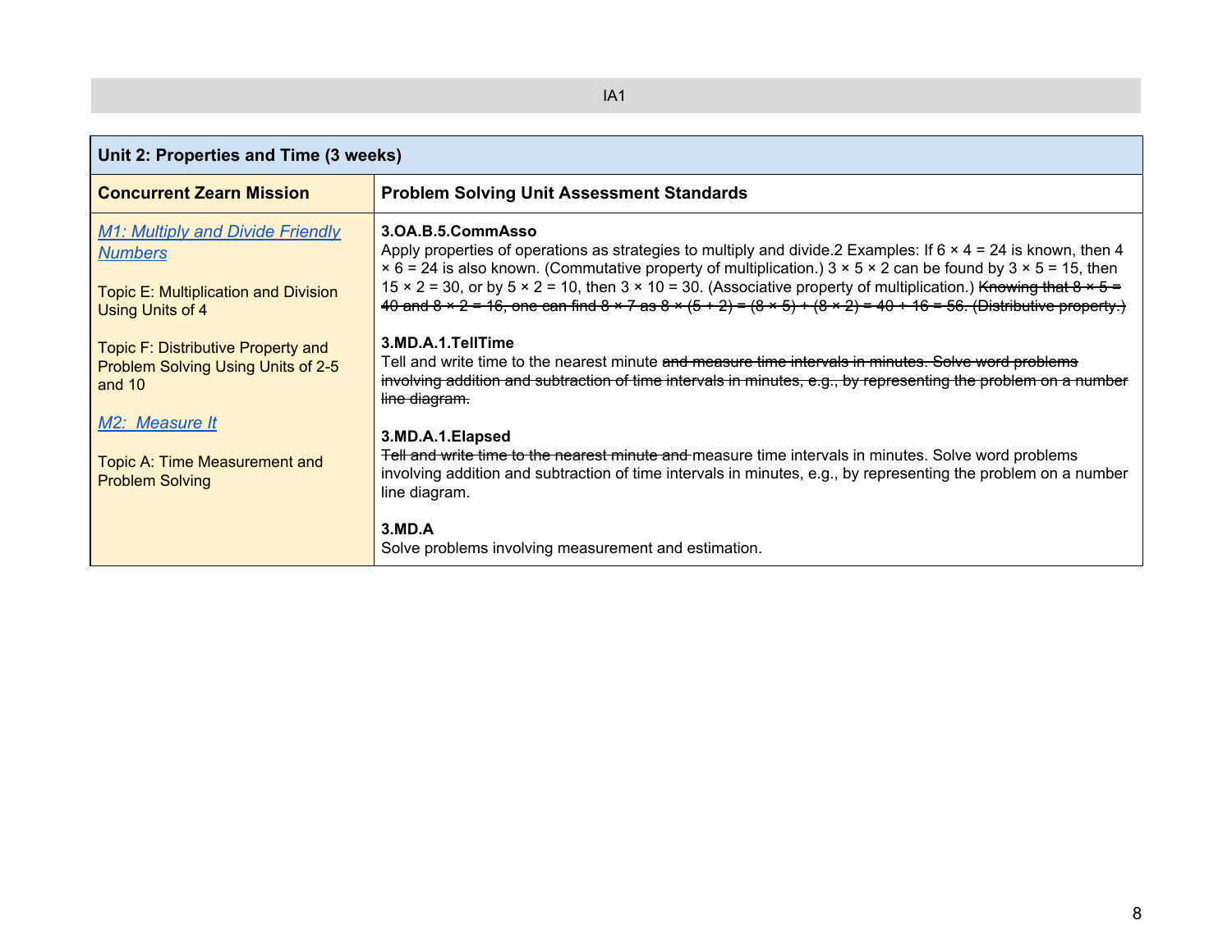IA1

| Unit 2: Properties and Time (3 weeks) | |
|---|---|
| **Concurrent Zearn Mission** | **Problem Solving Unit Assessment Standards** |
| *M1: Multiply and Divide Friendly Numbers*<br><br>Topic E: Multiplication and Division Using Units of 4<br><br>Topic F: Distributive Property and Problem Solving Using Units of 2-5 and 10<br><br>*M2: Measure It*<br><br>Topic A: Time Measurement and Problem Solving | **3.OA.B.5.CommAsso**<br>Apply properties of operations as strategies to multiply and divide.2 Examples: If 6 × 4 = 24 is known, then 4 × 6 = 24 is also known. (Commutative property of multiplication.) 3 × 5 × 2 can be found by 3 × 5 = 15, then 15 × 2 = 30, or by 5 × 2 = 10, then 3 × 10 = 30. (Associative property of multiplication.) ~~Knowing that 8 × 5 = 40 and 8 × 2 = 16, one can find 8 × 7 as 8 × (5 + 2) = (8 × 5) + (8 × 2) = 40 + 16 = 56. (Distributive property.)~~<br><br>**3.MD.A.1.TellTime**<br>Tell and write time to the nearest minute ~~and measure time intervals in minutes. Solve word problems involving addition and subtraction of time intervals in minutes, e.g., by representing the problem on a number line diagram.~~<br><br>**3.MD.A.1.Elapsed**<br>~~Tell and write time to the nearest minute and~~ measure time intervals in minutes. Solve word problems involving addition and subtraction of time intervals in minutes, e.g., by representing the problem on a number line diagram.<br><br>**3.MD.A**<br>Solve problems involving measurement and estimation. |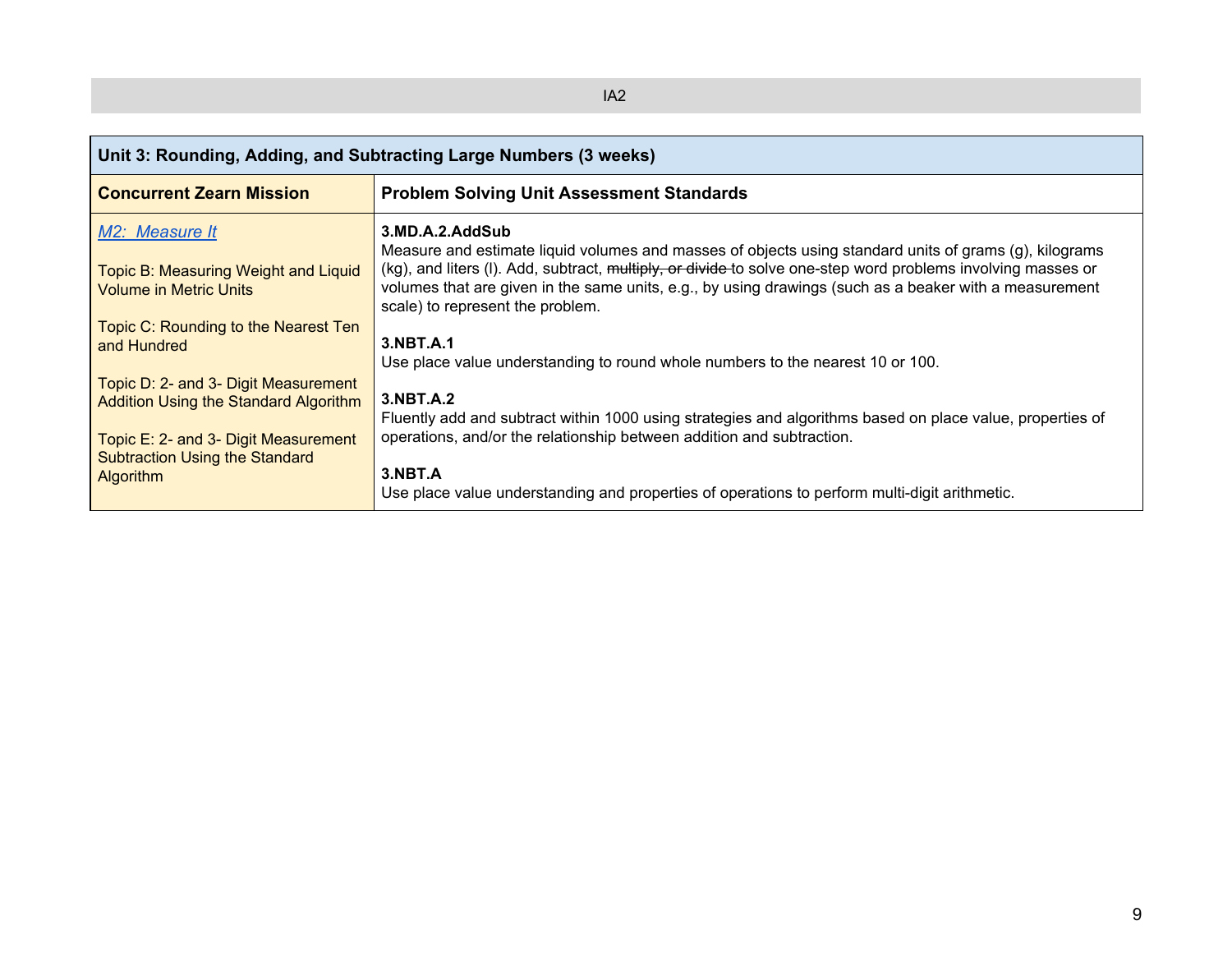IA2

| Unit 3: Rounding, Adding, and Subtracting Large Numbers (3 weeks) | |
|---|---|
| **Concurrent Zearn Mission** | **Problem Solving Unit Assessment Standards** |
| *M2: Measure It*<br><br>Topic B: Measuring Weight and Liquid Volume in Metric Units<br><br>Topic C: Rounding to the Nearest Ten and Hundred<br><br>Topic D: 2- and 3- Digit Measurement Addition Using the Standard Algorithm<br><br>Topic E: 2- and 3- Digit Measurement Subtraction Using the Standard Algorithm | **3.MD.A.2.AddSub**<br>Measure and estimate liquid volumes and masses of objects using standard units of grams (g), kilograms (kg), and liters (l). Add, subtract, ~~multiply, or divide~~ to solve one-step word problems involving masses or volumes that are given in the same units, e.g., by using drawings (such as a beaker with a measurement scale) to represent the problem.<br><br>**3.NBT.A.1**<br>Use place value understanding to round whole numbers to the nearest 10 or 100.<br><br>**3.NBT.A.2**<br>Fluently add and subtract within 1000 using strategies and algorithms based on place value, properties of operations, and/or the relationship between addition and subtraction.<br><br>**3.NBT.A**<br>Use place value understanding and properties of operations to perform multi-digit arithmetic. |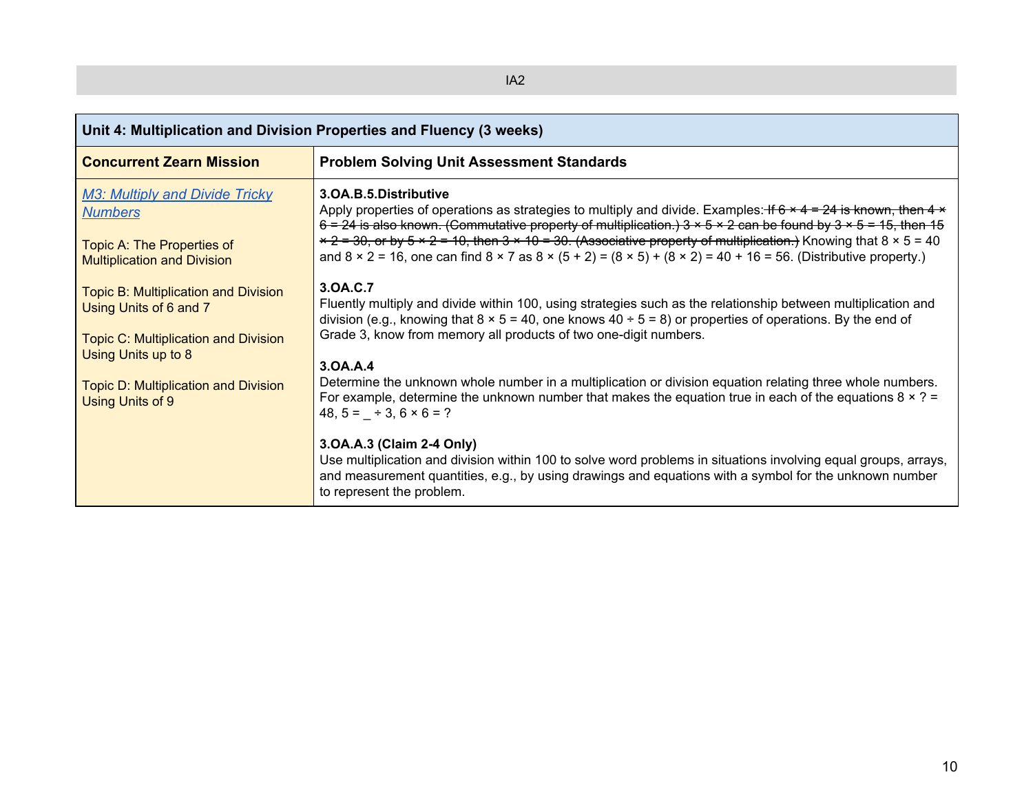IA2

| Unit 4: Multiplication and Division Properties and Fluency (3 weeks) | |
|---|---|
| **Concurrent Zearn Mission** | **Problem Solving Unit Assessment Standards** |
| *M3: Multiply and Divide Tricky Numbers*<br><br>Topic A: The Properties of Multiplication and Division<br><br>Topic B: Multiplication and Division Using Units of 6 and 7<br><br>Topic C: Multiplication and Division Using Units up to 8<br><br>Topic D: Multiplication and Division Using Units of 9 | **3.OA.B.5.Distributive**<br>Apply properties of operations as strategies to multiply and divide. Examples: ~~If 6 × 4 = 24 is known, then 4 × 6 = 24 is also known. (Commutative property of multiplication.) 3 × 5 × 2 can be found by 3 × 5 = 15, then 15 × 2 = 30, or by 5 × 2 = 10, then 3 × 10 = 30. (Associative property of multiplication.)~~ Knowing that 8 × 5 = 40 and 8 × 2 = 16, one can find 8 × 7 as 8 × (5 + 2) = (8 × 5) + (8 × 2) = 40 + 16 = 56. (Distributive property.)<br><br>**3.OA.C.7**<br>Fluently multiply and divide within 100, using strategies such as the relationship between multiplication and division (e.g., knowing that 8 × 5 = 40, one knows 40 ÷ 5 = 8) or properties of operations. By the end of Grade 3, know from memory all products of two one-digit numbers.<br><br>**3.OA.A.4**<br>Determine the unknown whole number in a multiplication or division equation relating three whole numbers. For example, determine the unknown number that makes the equation true in each of the equations 8 × ? = 48, 5 = _ ÷ 3, 6 × 6 = ?<br><br>**3.OA.A.3 (Claim 2-4 Only)**<br>Use multiplication and division within 100 to solve word problems in situations involving equal groups, arrays, and measurement quantities, e.g., by using drawings and equations with a symbol for the unknown number to represent the problem. |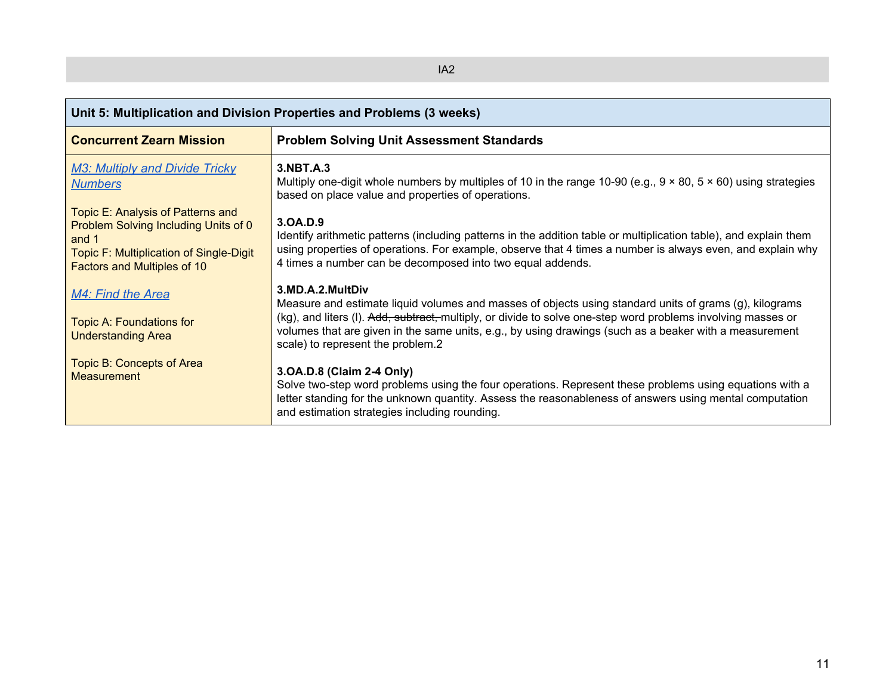IA2

| Unit 5: Multiplication and Division Properties and Problems (3 weeks) | |
|---|---|
| **Concurrent Zearn Mission** | **Problem Solving Unit Assessment Standards** |
| *M3: Multiply and Divide Tricky Numbers*<br><br>Topic E: Analysis of Patterns and Problem Solving Including Units of 0 and 1<br>Topic F: Multiplication of Single-Digit Factors and Multiples of 10<br><br>*M4: Find the Area*<br><br>Topic A: Foundations for Understanding Area<br><br>Topic B: Concepts of Area Measurement | **3.NBT.A.3**<br>Multiply one-digit whole numbers by multiples of 10 in the range 10-90 (e.g., 9 × 80, 5 × 60) using strategies based on place value and properties of operations.<br><br>**3.OA.D.9**<br>Identify arithmetic patterns (including patterns in the addition table or multiplication table), and explain them using properties of operations. For example, observe that 4 times a number is always even, and explain why 4 times a number can be decomposed into two equal addends.<br><br>**3.MD.A.2.MultDiv**<br>Measure and estimate liquid volumes and masses of objects using standard units of grams (g), kilograms (kg), and liters (l). ~~Add, subtract,~~ multiply, or divide to solve one-step word problems involving masses or volumes that are given in the same units, e.g., by using drawings (such as a beaker with a measurement scale) to represent the problem.2<br><br>**3.OA.D.8 (Claim 2-4 Only)**<br>Solve two-step word problems using the four operations. Represent these problems using equations with a letter standing for the unknown quantity. Assess the reasonableness of answers using mental computation and estimation strategies including rounding. |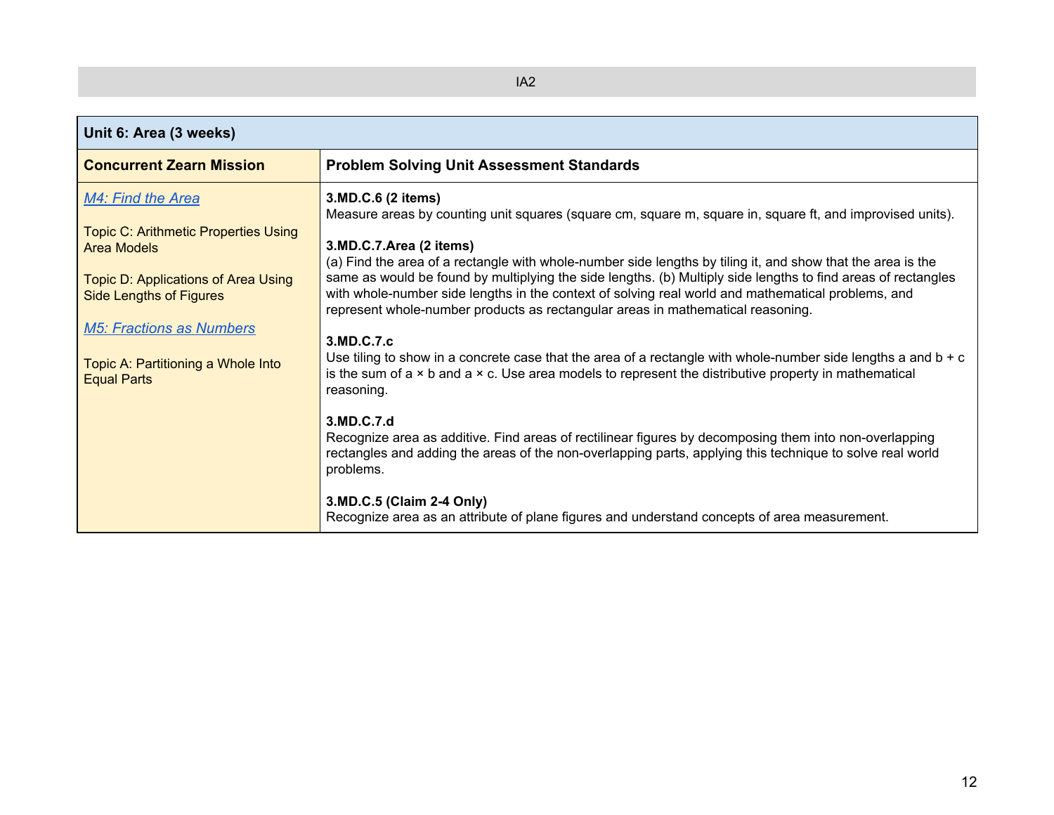IA2

| Unit 6: Area (3 weeks) | |
|---|---|
| **Concurrent Zearn Mission** | **Problem Solving Unit Assessment Standards** |
| *M4: Find the Area*<br><br>Topic C: Arithmetic Properties Using Area Models<br><br>Topic D: Applications of Area Using Side Lengths of Figures<br><br>*M5: Fractions as Numbers*<br><br>Topic A: Partitioning a Whole Into Equal Parts | **3.MD.C.6 (2 items)**<br>Measure areas by counting unit squares (square cm, square m, square in, square ft, and improvised units).<br><br>**3.MD.C.7.Area (2 items)**<br>(a) Find the area of a rectangle with whole-number side lengths by tiling it, and show that the area is the same as would be found by multiplying the side lengths. (b) Multiply side lengths to find areas of rectangles with whole-number side lengths in the context of solving real world and mathematical problems, and represent whole-number products as rectangular areas in mathematical reasoning.<br><br>**3.MD.C.7.c**<br>Use tiling to show in a concrete case that the area of a rectangle with whole-number side lengths a and b + c is the sum of a × b and a × c. Use area models to represent the distributive property in mathematical reasoning.<br><br>**3.MD.C.7.d**<br>Recognize area as additive. Find areas of rectilinear figures by decomposing them into non-overlapping rectangles and adding the areas of the non-overlapping parts, applying this technique to solve real world problems.<br><br>**3.MD.C.5 (Claim 2-4 Only)**<br>Recognize area as an attribute of plane figures and understand concepts of area measurement. |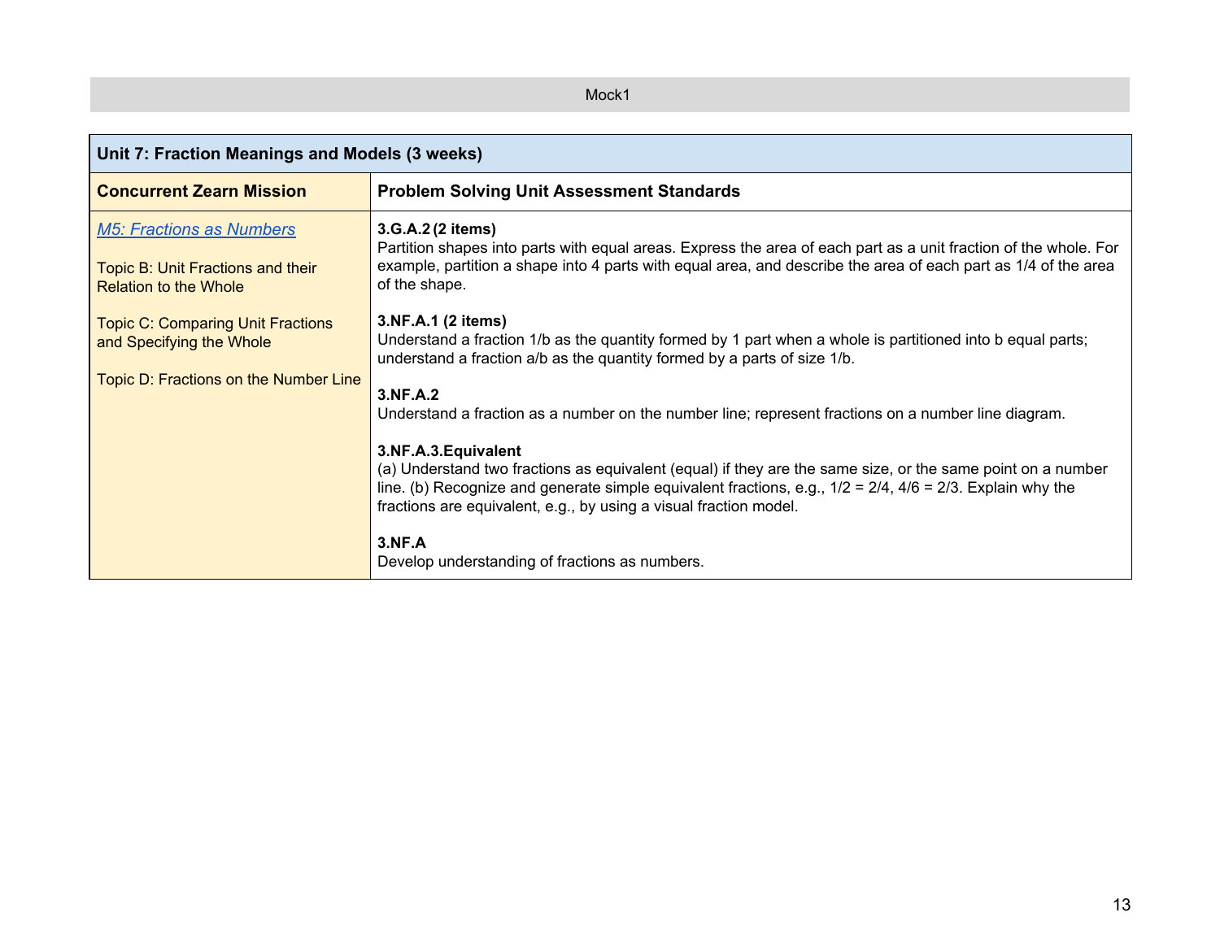Mock1

| Unit 7: Fraction Meanings and Models (3 weeks) | |
|---|---|
| **Concurrent Zearn Mission** | **Problem Solving Unit Assessment Standards** |
| *M5: Fractions as Numbers*<br><br>Topic B: Unit Fractions and their Relation to the Whole<br><br>Topic C: Comparing Unit Fractions and Specifying the Whole<br><br>Topic D: Fractions on the Number Line | **3.G.A.2 (2 items)**<br>Partition shapes into parts with equal areas. Express the area of each part as a unit fraction of the whole. For example, partition a shape into 4 parts with equal area, and describe the area of each part as 1/4 of the area of the shape.<br><br>**3.NF.A.1 (2 items)**<br>Understand a fraction 1/b as the quantity formed by 1 part when a whole is partitioned into b equal parts; understand a fraction a/b as the quantity formed by a parts of size 1/b.<br><br>**3.NF.A.2**<br>Understand a fraction as a number on the number line; represent fractions on a number line diagram.<br><br>**3.NF.A.3.Equivalent**<br>(a) Understand two fractions as equivalent (equal) if they are the same size, or the same point on a number line. (b) Recognize and generate simple equivalent fractions, e.g., 1/2 = 2/4, 4/6 = 2/3. Explain why the fractions are equivalent, e.g., by using a visual fraction model.<br><br>**3.NF.A**<br>Develop understanding of fractions as numbers. |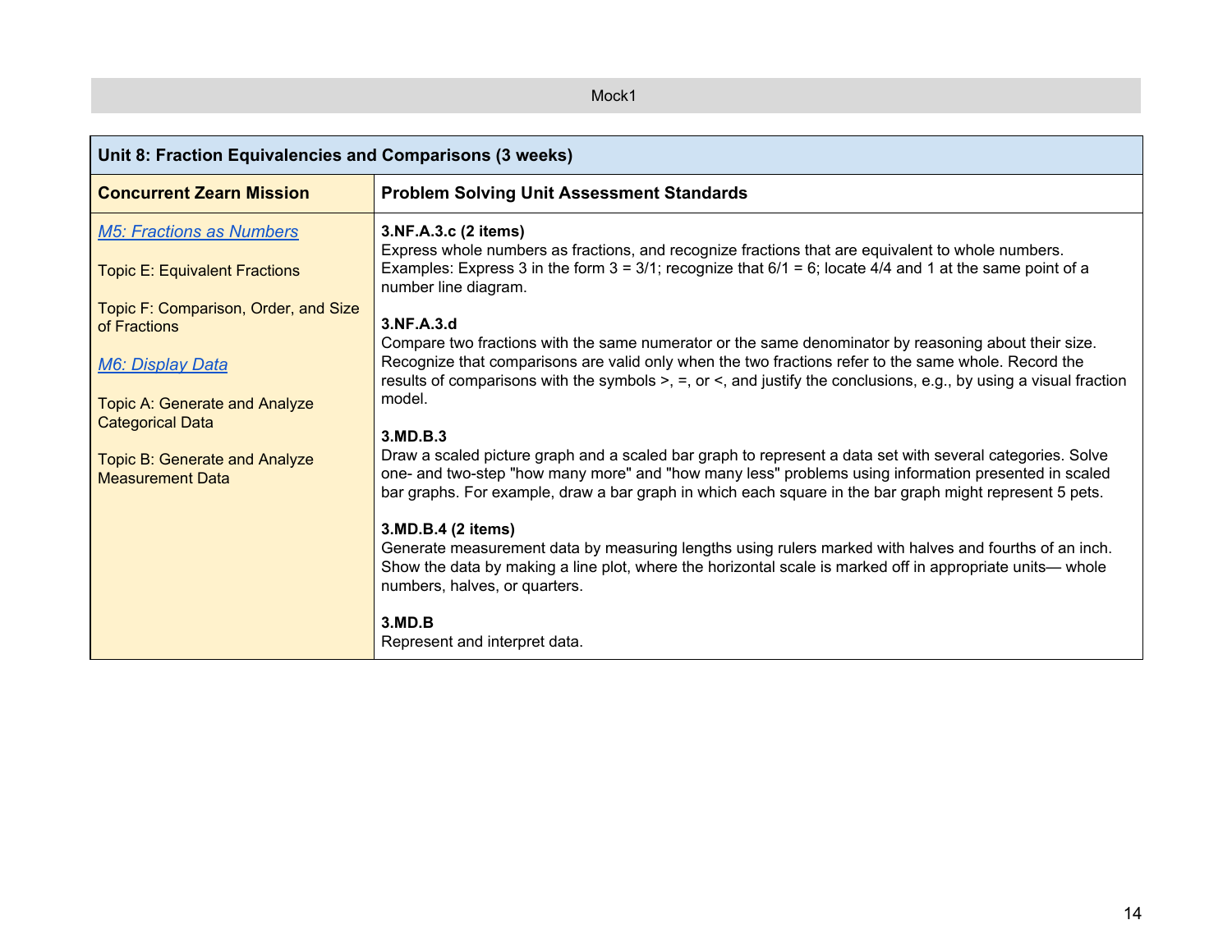Mock1

| Unit 8: Fraction Equivalencies and Comparisons (3 weeks) | |
|---|---|
| **Concurrent Zearn Mission** | **Problem Solving Unit Assessment Standards** |
| *M5: Fractions as Numbers*<br><br>Topic E: Equivalent Fractions<br><br>Topic F: Comparison, Order, and Size of Fractions<br><br>*M6: Display Data*<br><br>Topic A: Generate and Analyze Categorical Data<br><br>Topic B: Generate and Analyze Measurement Data | **3.NF.A.3.c (2 items)**<br>Express whole numbers as fractions, and recognize fractions that are equivalent to whole numbers. Examples: Express 3 in the form 3 = 3/1; recognize that 6/1 = 6; locate 4/4 and 1 at the same point of a number line diagram.<br><br>**3.NF.A.3.d**<br>Compare two fractions with the same numerator or the same denominator by reasoning about their size. Recognize that comparisons are valid only when the two fractions refer to the same whole. Record the results of comparisons with the symbols >, =, or <, and justify the conclusions, e.g., by using a visual fraction model.<br><br>**3.MD.B.3**<br>Draw a scaled picture graph and a scaled bar graph to represent a data set with several categories. Solve one- and two-step "how many more" and "how many less" problems using information presented in scaled bar graphs. For example, draw a bar graph in which each square in the bar graph might represent 5 pets.<br><br>**3.MD.B.4 (2 items)**<br>Generate measurement data by measuring lengths using rulers marked with halves and fourths of an inch. Show the data by making a line plot, where the horizontal scale is marked off in appropriate units— whole numbers, halves, or quarters.<br><br>**3.MD.B**<br>Represent and interpret data. |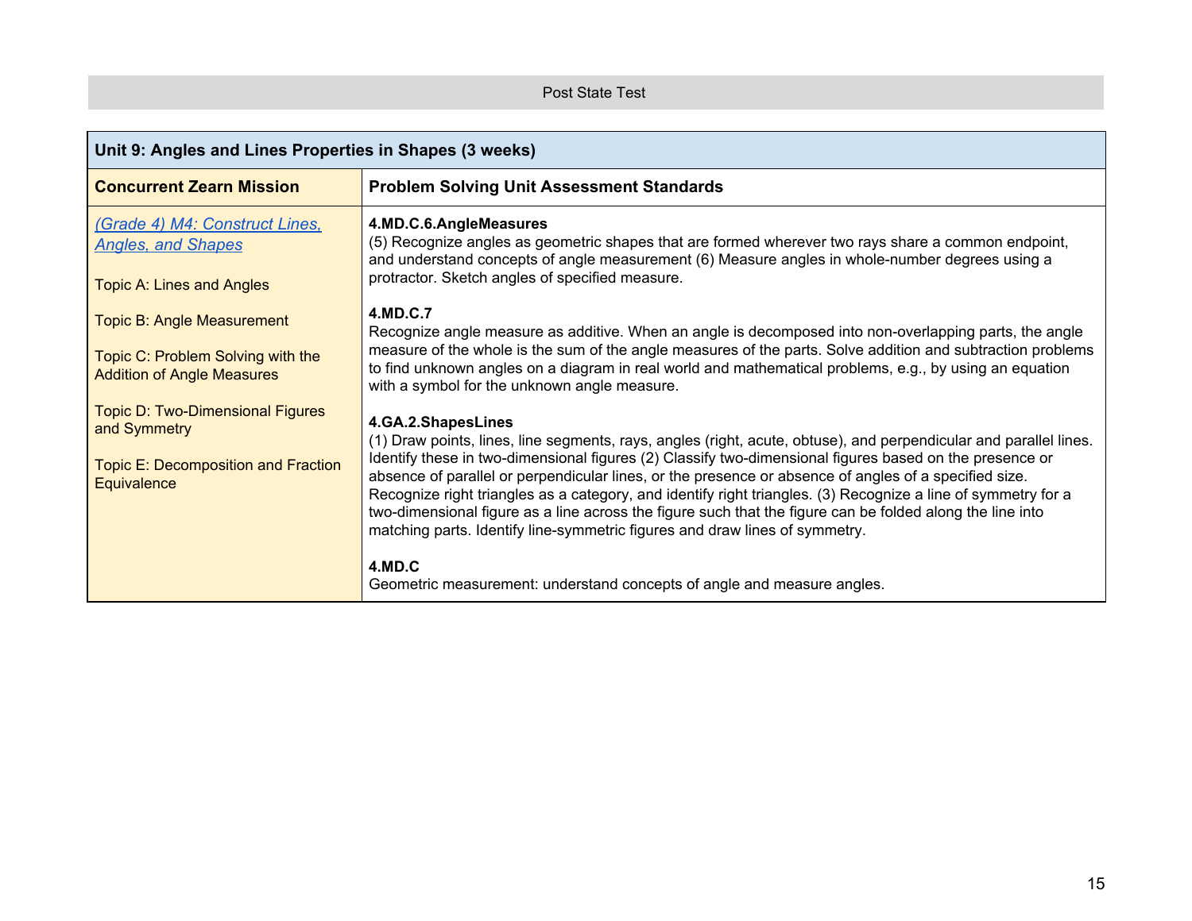Post State Test

| Unit 9: Angles and Lines Properties in Shapes (3 weeks) | |
|---|---|
| **Concurrent Zearn Mission** | **Problem Solving Unit Assessment Standards** |
| *(Grade 4) M4: Construct Lines, Angles, and Shapes*<br><br>Topic A: Lines and Angles<br><br>Topic B: Angle Measurement<br><br>Topic C: Problem Solving with the Addition of Angle Measures<br><br>Topic D: Two-Dimensional Figures and Symmetry<br><br>Topic E: Decomposition and Fraction Equivalence | **4.MD.C.6.AngleMeasures**<br>(5) Recognize angles as geometric shapes that are formed wherever two rays share a common endpoint, and understand concepts of angle measurement (6) Measure angles in whole-number degrees using a protractor. Sketch angles of specified measure.<br><br>**4.MD.C.7**<br>Recognize angle measure as additive. When an angle is decomposed into non-overlapping parts, the angle measure of the whole is the sum of the angle measures of the parts. Solve addition and subtraction problems to find unknown angles on a diagram in real world and mathematical problems, e.g., by using an equation with a symbol for the unknown angle measure.<br><br>**4.GA.2.ShapesLines**<br>(1) Draw points, lines, line segments, rays, angles (right, acute, obtuse), and perpendicular and parallel lines. Identify these in two-dimensional figures (2) Classify two-dimensional figures based on the presence or absence of parallel or perpendicular lines, or the presence or absence of angles of a specified size. Recognize right triangles as a category, and identify right triangles. (3) Recognize a line of symmetry for a two-dimensional figure as a line across the figure such that the figure can be folded along the line into matching parts. Identify line-symmetric figures and draw lines of symmetry.<br><br>**4.MD.C**<br>Geometric measurement: understand concepts of angle and measure angles. |